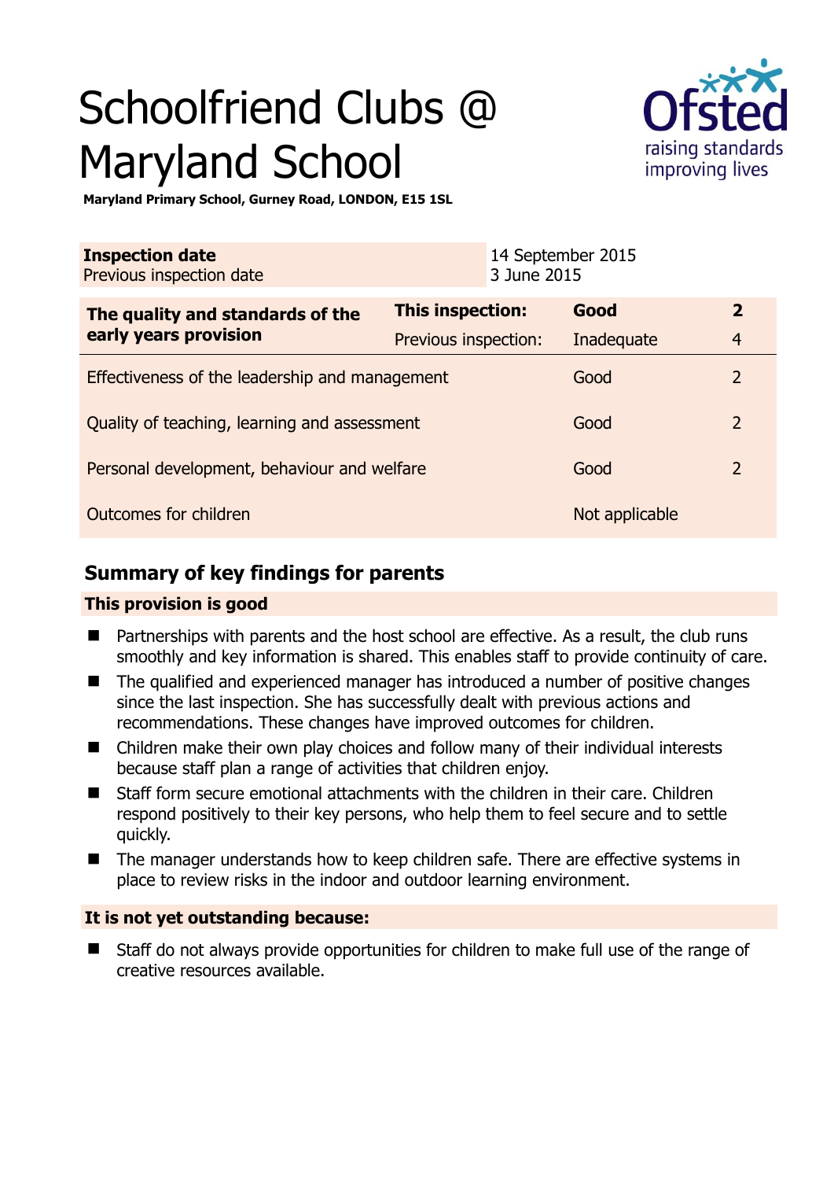# Schoolfriend Clubs @ Maryland School

**Maryland Primary School, Gurney Road, LONDON, E15 1SL**

| **Inspection date** | 14 September 2015 |
|---|---|
| Previous inspection date | 3 June 2015 |

| **The quality and standards of the early years provision** | **This inspection:** | **Good** | **2** |
|---|---|---|---|
| | Previous inspection: | Inadequate | 4 |
| Effectiveness of the leadership and management | | Good | 2 |
| Quality of teaching, learning and assessment | | Good | 2 |
| Personal development, behaviour and welfare | | Good | 2 |
| Outcomes for children | | Not applicable | |

## Summary of key findings for parents

### This provision is good

- Partnerships with parents and the host school are effective. As a result, the club runs smoothly and key information is shared. This enables staff to provide continuity of care.
- The qualified and experienced manager has introduced a number of positive changes since the last inspection. She has successfully dealt with previous actions and recommendations. These changes have improved outcomes for children.
- Children make their own play choices and follow many of their individual interests because staff plan a range of activities that children enjoy.
- Staff form secure emotional attachments with the children in their care. Children respond positively to their key persons, who help them to feel secure and to settle quickly.
- The manager understands how to keep children safe. There are effective systems in place to review risks in the indoor and outdoor learning environment.

### It is not yet outstanding because:

- Staff do not always provide opportunities for children to make full use of the range of creative resources available.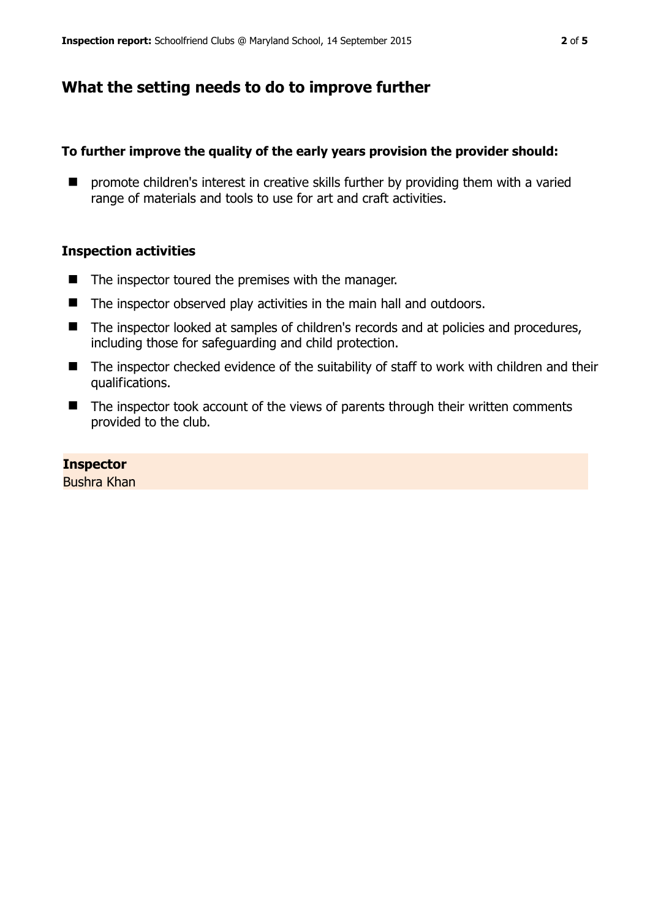## What the setting needs to do to improve further

**To further improve the quality of the early years provision the provider should:**

- promote children's interest in creative skills further by providing them with a varied range of materials and tools to use for art and craft activities.

### Inspection activities

- The inspector toured the premises with the manager.
- The inspector observed play activities in the main hall and outdoors.
- The inspector looked at samples of children's records and at policies and procedures, including those for safeguarding and child protection.
- The inspector checked evidence of the suitability of staff to work with children and their qualifications.
- The inspector took account of the views of parents through their written comments provided to the club.

**Inspector**
Bushra Khan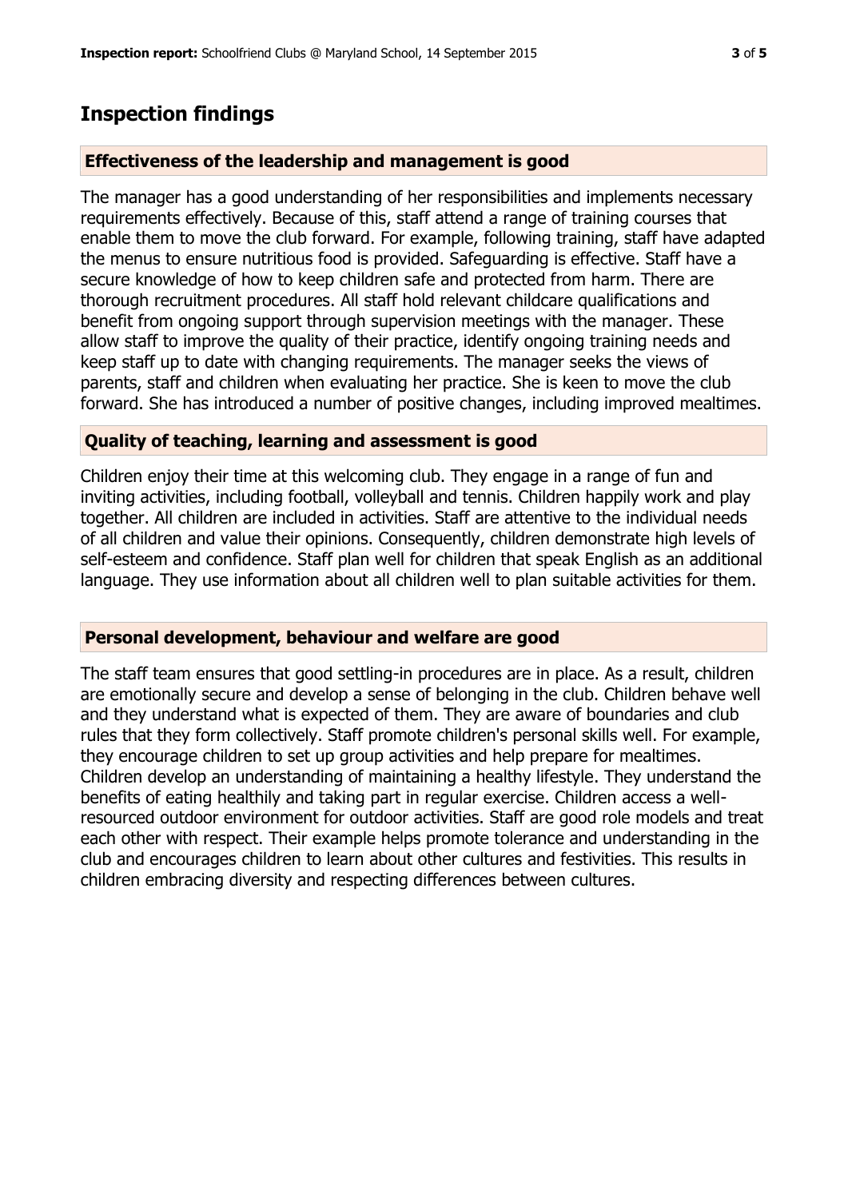## Inspection findings

### Effectiveness of the leadership and management is good

The manager has a good understanding of her responsibilities and implements necessary requirements effectively. Because of this, staff attend a range of training courses that enable them to move the club forward. For example, following training, staff have adapted the menus to ensure nutritious food is provided. Safeguarding is effective. Staff have a secure knowledge of how to keep children safe and protected from harm. There are thorough recruitment procedures. All staff hold relevant childcare qualifications and benefit from ongoing support through supervision meetings with the manager. These allow staff to improve the quality of their practice, identify ongoing training needs and keep staff up to date with changing requirements. The manager seeks the views of parents, staff and children when evaluating her practice. She is keen to move the club forward. She has introduced a number of positive changes, including improved mealtimes.

### Quality of teaching, learning and assessment is good

Children enjoy their time at this welcoming club. They engage in a range of fun and inviting activities, including football, volleyball and tennis. Children happily work and play together. All children are included in activities. Staff are attentive to the individual needs of all children and value their opinions. Consequently, children demonstrate high levels of self-esteem and confidence. Staff plan well for children that speak English as an additional language. They use information about all children well to plan suitable activities for them.

### Personal development, behaviour and welfare are good

The staff team ensures that good settling-in procedures are in place. As a result, children are emotionally secure and develop a sense of belonging in the club. Children behave well and they understand what is expected of them. They are aware of boundaries and club rules that they form collectively. Staff promote children's personal skills well. For example, they encourage children to set up group activities and help prepare for mealtimes. Children develop an understanding of maintaining a healthy lifestyle. They understand the benefits of eating healthily and taking part in regular exercise. Children access a well-resourced outdoor environment for outdoor activities. Staff are good role models and treat each other with respect. Their example helps promote tolerance and understanding in the club and encourages children to learn about other cultures and festivities. This results in children embracing diversity and respecting differences between cultures.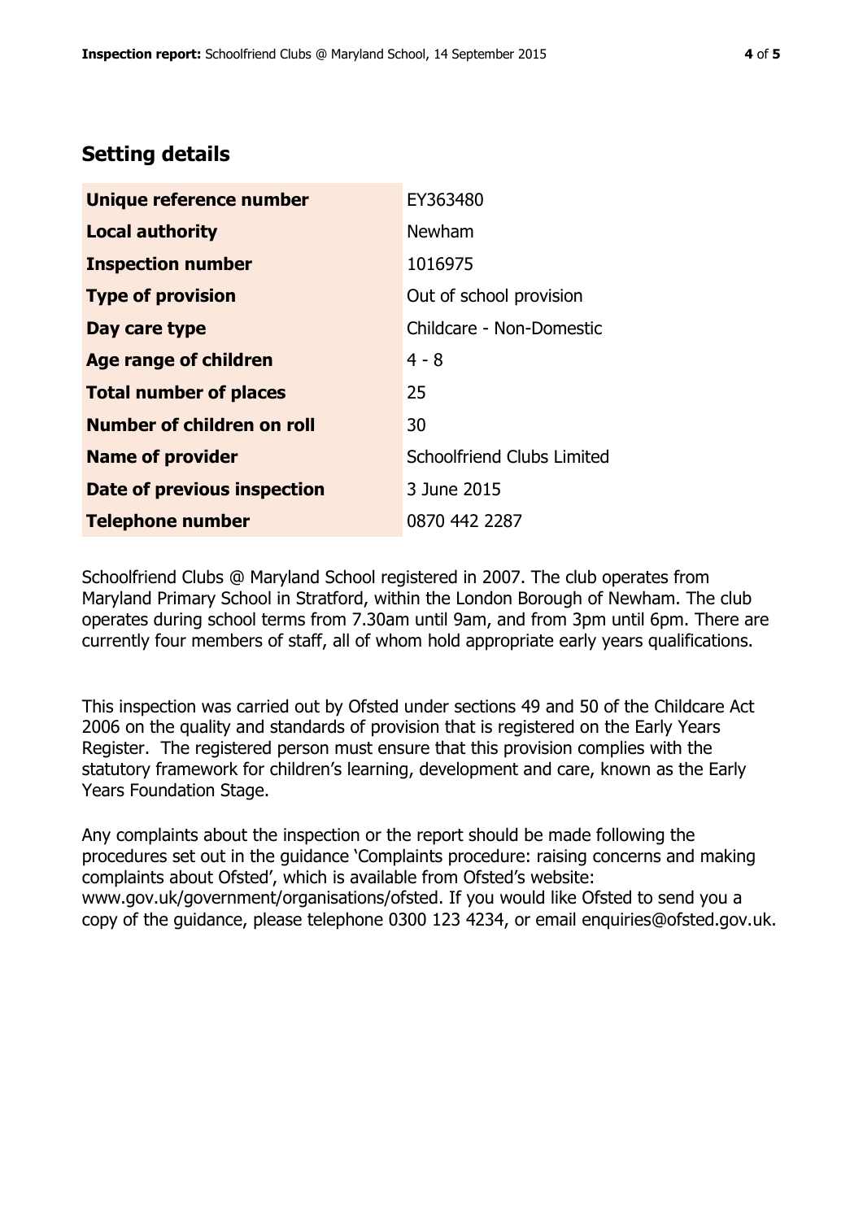## Setting details

| | |
|---|---|
| **Unique reference number** | EY363480 |
| **Local authority** | Newham |
| **Inspection number** | 1016975 |
| **Type of provision** | Out of school provision |
| **Day care type** | Childcare - Non-Domestic |
| **Age range of children** | 4 - 8 |
| **Total number of places** | 25 |
| **Number of children on roll** | 30 |
| **Name of provider** | Schoolfriend Clubs Limited |
| **Date of previous inspection** | 3 June 2015 |
| **Telephone number** | 0870 442 2287 |

Schoolfriend Clubs @ Maryland School registered in 2007. The club operates from Maryland Primary School in Stratford, within the London Borough of Newham. The club operates during school terms from 7.30am until 9am, and from 3pm until 6pm. There are currently four members of staff, all of whom hold appropriate early years qualifications.

This inspection was carried out by Ofsted under sections 49 and 50 of the Childcare Act 2006 on the quality and standards of provision that is registered on the Early Years Register. The registered person must ensure that this provision complies with the statutory framework for children's learning, development and care, known as the Early Years Foundation Stage.

Any complaints about the inspection or the report should be made following the procedures set out in the guidance 'Complaints procedure: raising concerns and making complaints about Ofsted', which is available from Ofsted's website: www.gov.uk/government/organisations/ofsted. If you would like Ofsted to send you a copy of the guidance, please telephone 0300 123 4234, or email enquiries@ofsted.gov.uk.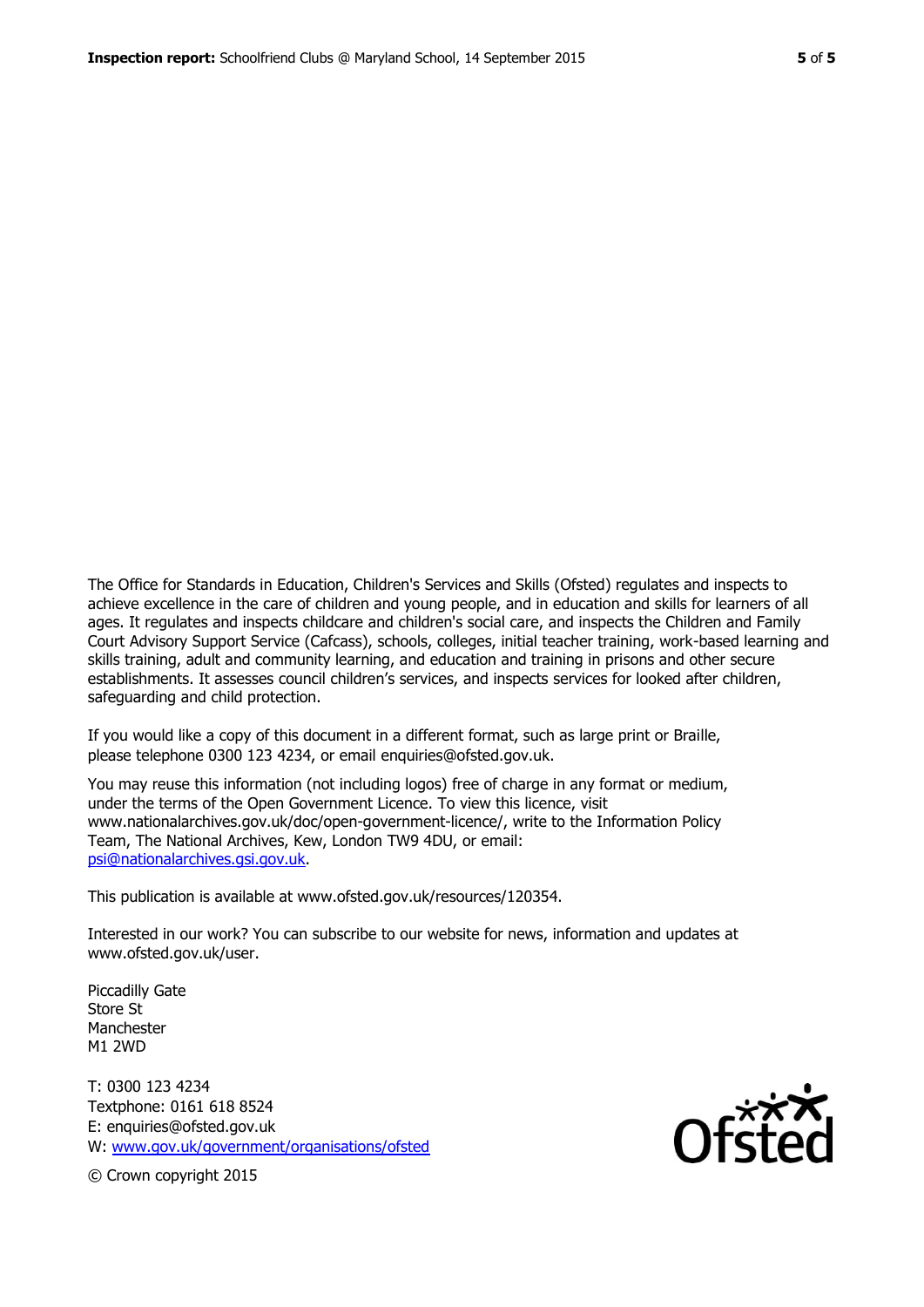The Office for Standards in Education, Children's Services and Skills (Ofsted) regulates and inspects to achieve excellence in the care of children and young people, and in education and skills for learners of all ages. It regulates and inspects childcare and children's social care, and inspects the Children and Family Court Advisory Support Service (Cafcass), schools, colleges, initial teacher training, work-based learning and skills training, adult and community learning, and education and training in prisons and other secure establishments. It assesses council children's services, and inspects services for looked after children, safeguarding and child protection.

If you would like a copy of this document in a different format, such as large print or Braille, please telephone 0300 123 4234, or email enquiries@ofsted.gov.uk.

You may reuse this information (not including logos) free of charge in any format or medium, under the terms of the Open Government Licence. To view this licence, visit www.nationalarchives.gov.uk/doc/open-government-licence/, write to the Information Policy Team, The National Archives, Kew, London TW9 4DU, or email: psi@nationalarchives.gsi.gov.uk.

This publication is available at www.ofsted.gov.uk/resources/120354.

Interested in our work? You can subscribe to our website for news, information and updates at www.ofsted.gov.uk/user.

Piccadilly Gate
Store St
Manchester
M1 2WD

T: 0300 123 4234
Textphone: 0161 618 8524
E: enquiries@ofsted.gov.uk
W: www.gov.uk/government/organisations/ofsted

© Crown copyright 2015